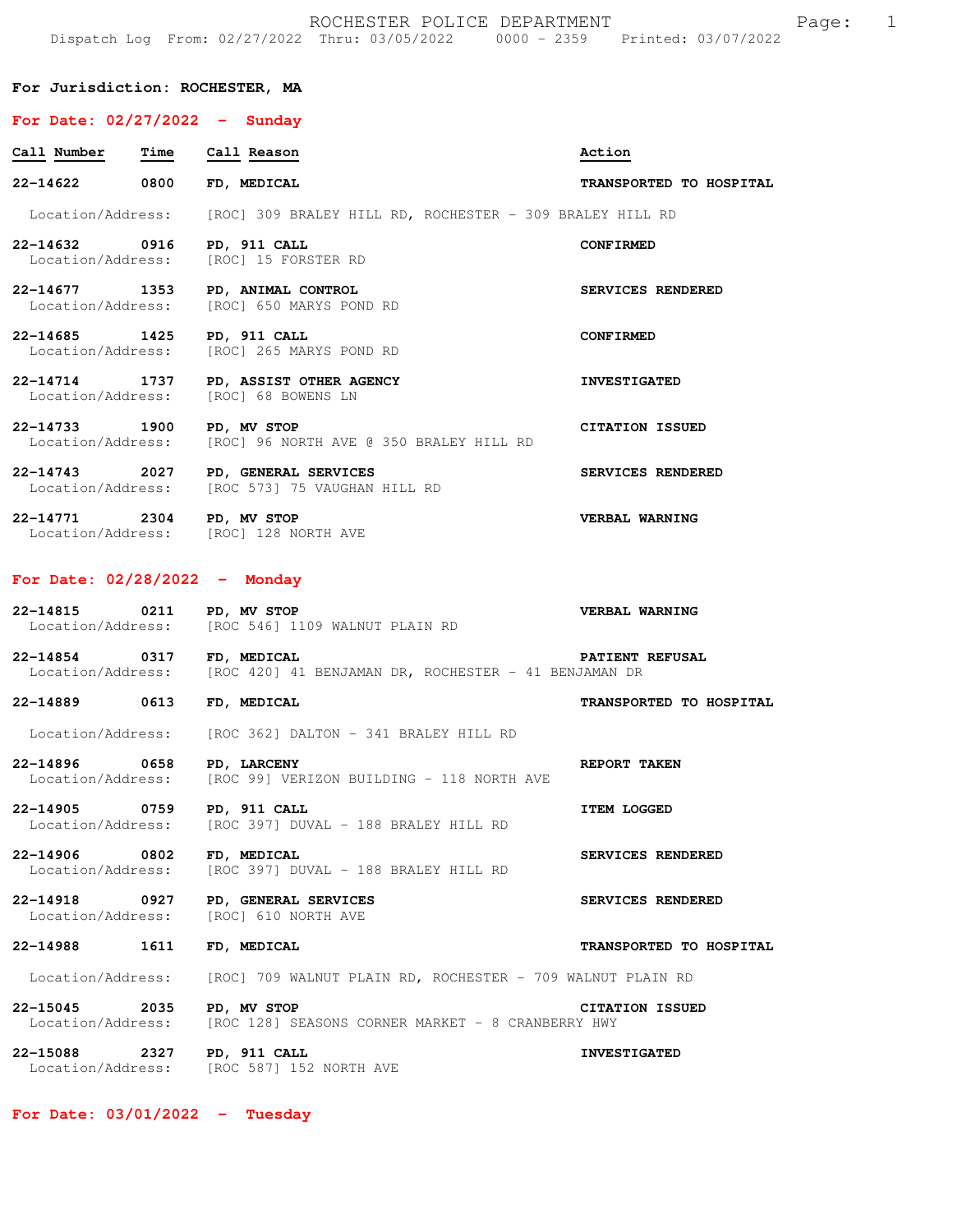ROCHESTER POLICE DEPARTMENT

Dispatch Log From: 02/27/2022 Thru: 03/05/2022 0000 - 2359 Printed: 03/07/2022

**For Jurisdiction: ROCHESTER, MA**

## For Date: 02/27/2022 - Sunday

| Call Number | Time | Call Reason | Action |
|---|---|---|---|
| **22-14622** | **0800** | **FD, MEDICAL** | **TRANSPORTED TO HOSPITAL** |
| Location/Address: | | [ROC] 309 BRALEY HILL RD, ROCHESTER - 309 BRALEY HILL RD | |
| **22-14632** | **0916** | **PD, 911 CALL** | **CONFIRMED** |
| Location/Address: | | [ROC] 15 FORSTER RD | |
| **22-14677** | **1353** | **PD, ANIMAL CONTROL** | **SERVICES RENDERED** |
| Location/Address: | | [ROC] 650 MARYS POND RD | |
| **22-14685** | **1425** | **PD, 911 CALL** | **CONFIRMED** |
| Location/Address: | | [ROC] 265 MARYS POND RD | |
| **22-14714** | **1737** | **PD, ASSIST OTHER AGENCY** | **INVESTIGATED** |
| Location/Address: | | [ROC] 68 BOWENS LN | |
| **22-14733** | **1900** | **PD, MV STOP** | **CITATION ISSUED** |
| Location/Address: | | [ROC] 96 NORTH AVE @ 350 BRALEY HILL RD | |
| **22-14743** | **2027** | **PD, GENERAL SERVICES** | **SERVICES RENDERED** |
| Location/Address: | | [ROC 573] 75 VAUGHAN HILL RD | |
| **22-14771** | **2304** | **PD, MV STOP** | **VERBAL WARNING** |
| Location/Address: | | [ROC] 128 NORTH AVE | |

## For Date: 02/28/2022 - Monday

| Call Number | Time | Call Reason | Action |
|---|---|---|---|
| **22-14815** | **0211** | **PD, MV STOP** | **VERBAL WARNING** |
| Location/Address: | | [ROC 546] 1109 WALNUT PLAIN RD | |
| **22-14854** | **0317** | **FD, MEDICAL** | **PATIENT REFUSAL** |
| Location/Address: | | [ROC 420] 41 BENJAMAN DR, ROCHESTER - 41 BENJAMAN DR | |
| **22-14889** | **0613** | **FD, MEDICAL** | **TRANSPORTED TO HOSPITAL** |
| Location/Address: | | [ROC 362] DALTON - 341 BRALEY HILL RD | |
| **22-14896** | **0658** | **PD, LARCENY** | **REPORT TAKEN** |
| Location/Address: | | [ROC 99] VERIZON BUILDING - 118 NORTH AVE | |
| **22-14905** | **0759** | **PD, 911 CALL** | **ITEM LOGGED** |
| Location/Address: | | [ROC 397] DUVAL - 188 BRALEY HILL RD | |
| **22-14906** | **0802** | **FD, MEDICAL** | **SERVICES RENDERED** |
| Location/Address: | | [ROC 397] DUVAL - 188 BRALEY HILL RD | |
| **22-14918** | **0927** | **PD, GENERAL SERVICES** | **SERVICES RENDERED** |
| Location/Address: | | [ROC] 610 NORTH AVE | |
| **22-14988** | **1611** | **FD, MEDICAL** | **TRANSPORTED TO HOSPITAL** |
| Location/Address: | | [ROC] 709 WALNUT PLAIN RD, ROCHESTER - 709 WALNUT PLAIN RD | |
| **22-15045** | **2035** | **PD, MV STOP** | **CITATION ISSUED** |
| Location/Address: | | [ROC 128] SEASONS CORNER MARKET - 8 CRANBERRY HWY | |
| **22-15088** | **2327** | **PD, 911 CALL** | **INVESTIGATED** |
| Location/Address: | | [ROC 587] 152 NORTH AVE | |

## For Date: 03/01/2022 - Tuesday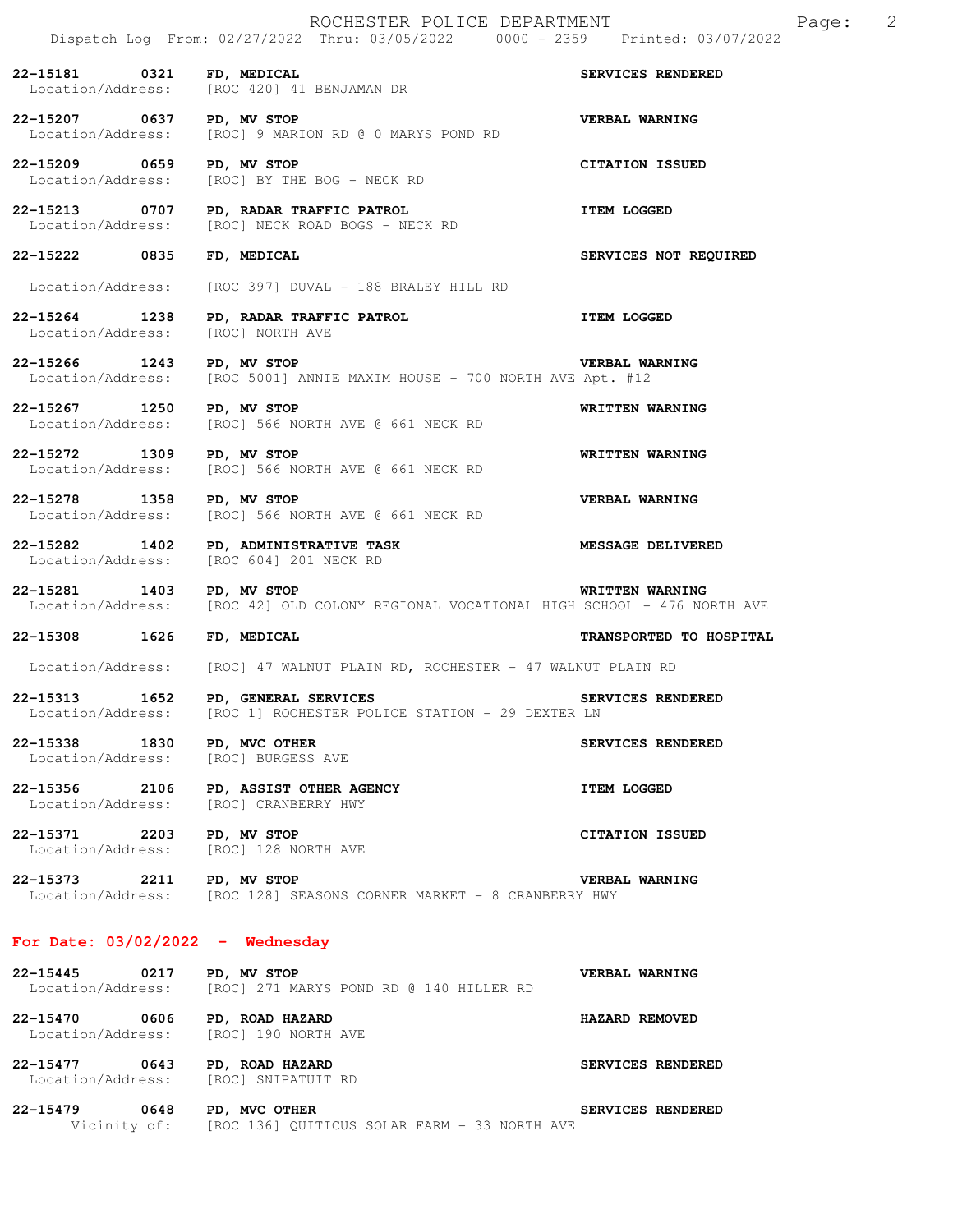**22-15181 0321 FD, MEDICAL** — **SERVICES RENDERED**
Location/Address: [ROC 420] 41 BENJAMAN DR

**22-15207 0637 PD, MV STOP** — **VERBAL WARNING**
Location/Address: [ROC] 9 MARION RD @ 0 MARYS POND RD

**22-15209 0659 PD, MV STOP** — **CITATION ISSUED**
Location/Address: [ROC] BY THE BOG - NECK RD

**22-15213 0707 PD, RADAR TRAFFIC PATROL** — **ITEM LOGGED**
Location/Address: [ROC] NECK ROAD BOGS - NECK RD

**22-15222 0835 FD, MEDICAL** — **SERVICES NOT REQUIRED**
Location/Address: [ROC 397] DUVAL - 188 BRALEY HILL RD

**22-15264 1238 PD, RADAR TRAFFIC PATROL** — **ITEM LOGGED**
Location/Address: [ROC] NORTH AVE

**22-15266 1243 PD, MV STOP** — **VERBAL WARNING**
Location/Address: [ROC 5001] ANNIE MAXIM HOUSE - 700 NORTH AVE Apt. #12

**22-15267 1250 PD, MV STOP** — **WRITTEN WARNING**
Location/Address: [ROC] 566 NORTH AVE @ 661 NECK RD

**22-15272 1309 PD, MV STOP** — **WRITTEN WARNING**
Location/Address: [ROC] 566 NORTH AVE @ 661 NECK RD

**22-15278 1358 PD, MV STOP** — **VERBAL WARNING**
Location/Address: [ROC] 566 NORTH AVE @ 661 NECK RD

**22-15282 1402 PD, ADMINISTRATIVE TASK** — **MESSAGE DELIVERED**
Location/Address: [ROC 604] 201 NECK RD

**22-15281 1403 PD, MV STOP** — **WRITTEN WARNING**
Location/Address: [ROC 42] OLD COLONY REGIONAL VOCATIONAL HIGH SCHOOL - 476 NORTH AVE

**22-15308 1626 FD, MEDICAL** — **TRANSPORTED TO HOSPITAL**
Location/Address: [ROC] 47 WALNUT PLAIN RD, ROCHESTER - 47 WALNUT PLAIN RD

**22-15313 1652 PD, GENERAL SERVICES** — **SERVICES RENDERED**
Location/Address: [ROC 1] ROCHESTER POLICE STATION - 29 DEXTER LN

**22-15338 1830 PD, MVC OTHER** — **SERVICES RENDERED**
Location/Address: [ROC] BURGESS AVE

**22-15356 2106 PD, ASSIST OTHER AGENCY** — **ITEM LOGGED**
Location/Address: [ROC] CRANBERRY HWY

**22-15371 2203 PD, MV STOP** — **CITATION ISSUED**
Location/Address: [ROC] 128 NORTH AVE

**22-15373 2211 PD, MV STOP** — **VERBAL WARNING**
Location/Address: [ROC 128] SEASONS CORNER MARKET - 8 CRANBERRY HWY

## For Date: 03/02/2022 - Wednesday

**22-15445 0217 PD, MV STOP** — **VERBAL WARNING**
Location/Address: [ROC] 271 MARYS POND RD @ 140 HILLER RD

**22-15470 0606 PD, ROAD HAZARD** — **HAZARD REMOVED**
Location/Address: [ROC] 190 NORTH AVE

**22-15477 0643 PD, ROAD HAZARD** — **SERVICES RENDERED**
Location/Address: [ROC] SNIPATUIT RD

**22-15479 0648 PD, MVC OTHER** — **SERVICES RENDERED**
Vicinity of: [ROC 136] QUITICUS SOLAR FARM - 33 NORTH AVE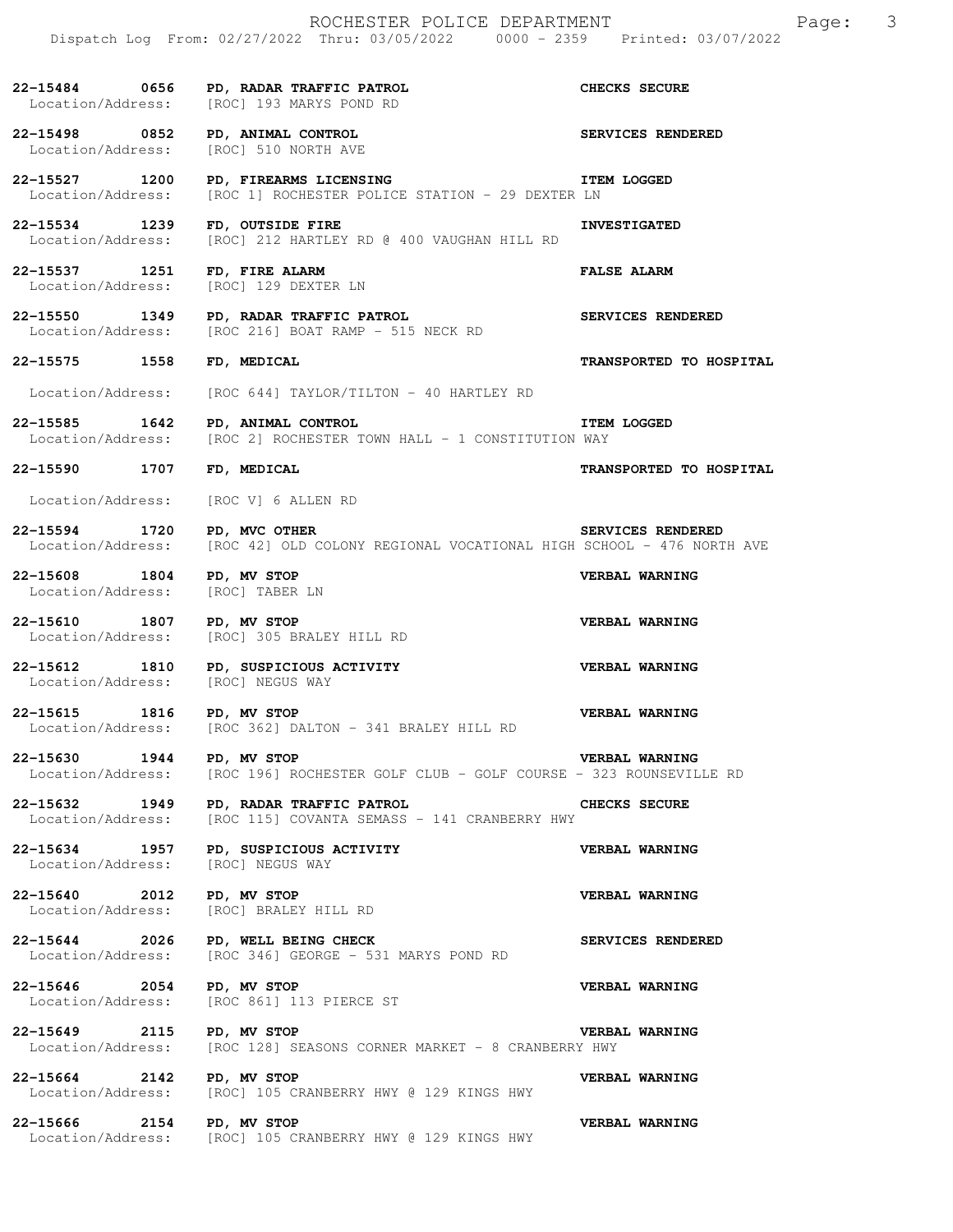22-15484 0656 **PD, RADAR TRAFFIC PATROL** **CHECKS SECURE**
Location/Address: [ROC] 193 MARYS POND RD

22-15498 0852 **PD, ANIMAL CONTROL** **SERVICES RENDERED**
Location/Address: [ROC] 510 NORTH AVE

22-15527 1200 **PD, FIREARMS LICENSING** **ITEM LOGGED**
Location/Address: [ROC 1] ROCHESTER POLICE STATION - 29 DEXTER LN

22-15534 1239 **FD, OUTSIDE FIRE** **INVESTIGATED**
Location/Address: [ROC] 212 HARTLEY RD @ 400 VAUGHAN HILL RD

22-15537 1251 **FD, FIRE ALARM** **FALSE ALARM**
Location/Address: [ROC] 129 DEXTER LN

22-15550 1349 **PD, RADAR TRAFFIC PATROL** **SERVICES RENDERED**
Location/Address: [ROC 216] BOAT RAMP - 515 NECK RD

22-15575 1558 **FD, MEDICAL** **TRANSPORTED TO HOSPITAL**

Location/Address: [ROC 644] TAYLOR/TILTON - 40 HARTLEY RD

22-15585 1642 **PD, ANIMAL CONTROL** **ITEM LOGGED**
Location/Address: [ROC 2] ROCHESTER TOWN HALL - 1 CONSTITUTION WAY

22-15590 1707 **FD, MEDICAL** **TRANSPORTED TO HOSPITAL**

Location/Address: [ROC V] 6 ALLEN RD

22-15594 1720 **PD, MVC OTHER** **SERVICES RENDERED**
Location/Address: [ROC 42] OLD COLONY REGIONAL VOCATIONAL HIGH SCHOOL - 476 NORTH AVE

22-15608 1804 **PD, MV STOP** **VERBAL WARNING**
Location/Address: [ROC] TABER LN

22-15610 1807 **PD, MV STOP** **VERBAL WARNING**
Location/Address: [ROC] 305 BRALEY HILL RD

22-15612 1810 **PD, SUSPICIOUS ACTIVITY** **VERBAL WARNING**
Location/Address: [ROC] NEGUS WAY

22-15615 1816 **PD, MV STOP** **VERBAL WARNING**
Location/Address: [ROC 362] DALTON - 341 BRALEY HILL RD

22-15630 1944 **PD, MV STOP** **VERBAL WARNING**
Location/Address: [ROC 196] ROCHESTER GOLF CLUB - GOLF COURSE - 323 ROUNSEVILLE RD

22-15632 1949 **PD, RADAR TRAFFIC PATROL** **CHECKS SECURE**
Location/Address: [ROC 115] COVANTA SEMASS - 141 CRANBERRY HWY

22-15634 1957 **PD, SUSPICIOUS ACTIVITY** **VERBAL WARNING**
Location/Address: [ROC] NEGUS WAY

22-15640 2012 **PD, MV STOP** **VERBAL WARNING**
Location/Address: [ROC] BRALEY HILL RD

22-15644 2026 **PD, WELL BEING CHECK** **SERVICES RENDERED**
Location/Address: [ROC 346] GEORGE - 531 MARYS POND RD

22-15646 2054 **PD, MV STOP** **VERBAL WARNING**
Location/Address: [ROC 861] 113 PIERCE ST

22-15649 2115 **PD, MV STOP** **VERBAL WARNING**
Location/Address: [ROC 128] SEASONS CORNER MARKET - 8 CRANBERRY HWY

22-15664 2142 **PD, MV STOP** **VERBAL WARNING**
Location/Address: [ROC] 105 CRANBERRY HWY @ 129 KINGS HWY

22-15666 2154 **PD, MV STOP** **VERBAL WARNING**
Location/Address: [ROC] 105 CRANBERRY HWY @ 129 KINGS HWY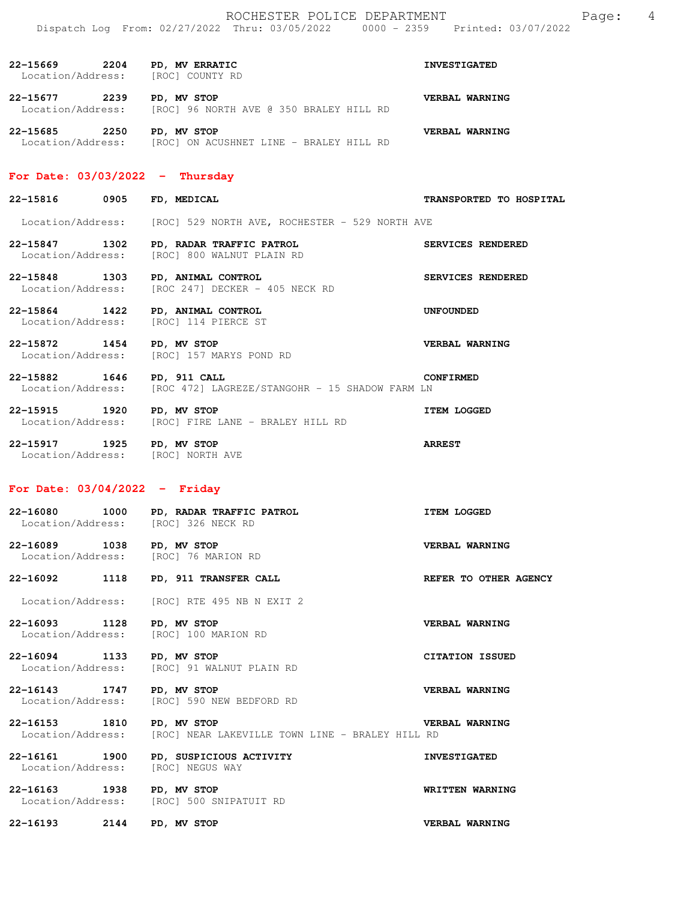**22-15669 2204 PD, MV ERRATIC** — INVESTIGATED
Location/Address: [ROC] COUNTY RD

**22-15677 2239 PD, MV STOP** — VERBAL WARNING
Location/Address: [ROC] 96 NORTH AVE @ 350 BRALEY HILL RD

**22-15685 2250 PD, MV STOP** — VERBAL WARNING
Location/Address: [ROC] ON ACUSHNET LINE - BRALEY HILL RD

## For Date: 03/03/2022 - Thursday

**22-15816 0905 FD, MEDICAL** — TRANSPORTED TO HOSPITAL
Location/Address: [ROC] 529 NORTH AVE, ROCHESTER - 529 NORTH AVE

**22-15847 1302 PD, RADAR TRAFFIC PATROL** — SERVICES RENDERED
Location/Address: [ROC] 800 WALNUT PLAIN RD

**22-15848 1303 PD, ANIMAL CONTROL** — SERVICES RENDERED
Location/Address: [ROC 247] DECKER - 405 NECK RD

**22-15864 1422 PD, ANIMAL CONTROL** — UNFOUNDED
Location/Address: [ROC] 114 PIERCE ST

**22-15872 1454 PD, MV STOP** — VERBAL WARNING
Location/Address: [ROC] 157 MARYS POND RD

**22-15882 1646 PD, 911 CALL** — CONFIRMED
Location/Address: [ROC 472] LAGREZE/STANGOHR - 15 SHADOW FARM LN

**22-15915 1920 PD, MV STOP** — ITEM LOGGED
Location/Address: [ROC] FIRE LANE - BRALEY HILL RD

**22-15917 1925 PD, MV STOP** — ARREST
Location/Address: [ROC] NORTH AVE

## For Date: 03/04/2022 - Friday

**22-16080 1000 PD, RADAR TRAFFIC PATROL** — ITEM LOGGED
Location/Address: [ROC] 326 NECK RD

**22-16089 1038 PD, MV STOP** — VERBAL WARNING
Location/Address: [ROC] 76 MARION RD

**22-16092 1118 PD, 911 TRANSFER CALL** — REFER TO OTHER AGENCY
Location/Address: [ROC] RTE 495 NB N EXIT 2

**22-16093 1128 PD, MV STOP** — VERBAL WARNING
Location/Address: [ROC] 100 MARION RD

**22-16094 1133 PD, MV STOP** — CITATION ISSUED
Location/Address: [ROC] 91 WALNUT PLAIN RD

**22-16143 1747 PD, MV STOP** — VERBAL WARNING
Location/Address: [ROC] 590 NEW BEDFORD RD

**22-16153 1810 PD, MV STOP** — VERBAL WARNING
Location/Address: [ROC] NEAR LAKEVILLE TOWN LINE - BRALEY HILL RD

**22-16161 1900 PD, SUSPICIOUS ACTIVITY** — INVESTIGATED
Location/Address: [ROC] NEGUS WAY

**22-16163 1938 PD, MV STOP** — WRITTEN WARNING
Location/Address: [ROC] 500 SNIPATUIT RD

**22-16193 2144 PD, MV STOP** — VERBAL WARNING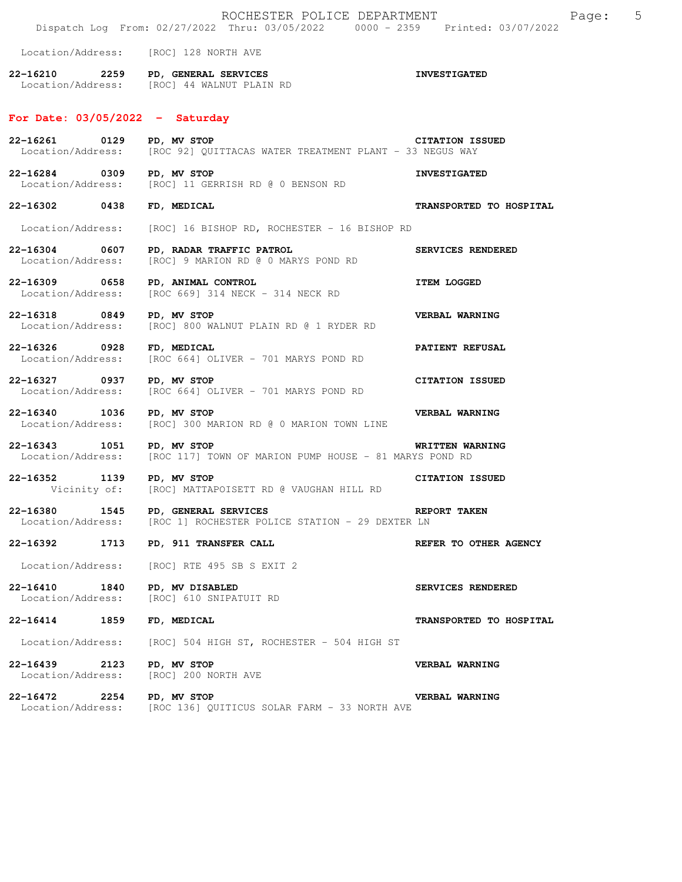Location/Address: [ROC] 128 NORTH AVE

**22-16210 2259 PD, GENERAL SERVICES** **INVESTIGATED**
Location/Address: [ROC] 44 WALNUT PLAIN RD

## For Date: 03/05/2022 - Saturday

**22-16261 0129 PD, MV STOP** **CITATION ISSUED**
Location/Address: [ROC 92] QUITTACAS WATER TREATMENT PLANT - 33 NEGUS WAY

**22-16284 0309 PD, MV STOP** **INVESTIGATED**
Location/Address: [ROC] 11 GERRISH RD @ 0 BENSON RD

**22-16302 0438 FD, MEDICAL** **TRANSPORTED TO HOSPITAL**
Location/Address: [ROC] 16 BISHOP RD, ROCHESTER - 16 BISHOP RD

**22-16304 0607 PD, RADAR TRAFFIC PATROL** **SERVICES RENDERED**
Location/Address: [ROC] 9 MARION RD @ 0 MARYS POND RD

**22-16309 0658 PD, ANIMAL CONTROL** **ITEM LOGGED**
Location/Address: [ROC 669] 314 NECK - 314 NECK RD

**22-16318 0849 PD, MV STOP** **VERBAL WARNING**
Location/Address: [ROC] 800 WALNUT PLAIN RD @ 1 RYDER RD

**22-16326 0928 FD, MEDICAL** **PATIENT REFUSAL**
Location/Address: [ROC 664] OLIVER - 701 MARYS POND RD

**22-16327 0937 PD, MV STOP** **CITATION ISSUED**
Location/Address: [ROC 664] OLIVER - 701 MARYS POND RD

**22-16340 1036 PD, MV STOP** **VERBAL WARNING**
Location/Address: [ROC] 300 MARION RD @ 0 MARION TOWN LINE

**22-16343 1051 PD, MV STOP** **WRITTEN WARNING**
Location/Address: [ROC 117] TOWN OF MARION PUMP HOUSE - 81 MARYS POND RD

**22-16352 1139 PD, MV STOP** **CITATION ISSUED**
Vicinity of: [ROC] MATTAPOISETT RD @ VAUGHAN HILL RD

**22-16380 1545 PD, GENERAL SERVICES** **REPORT TAKEN**
Location/Address: [ROC 1] ROCHESTER POLICE STATION - 29 DEXTER LN

**22-16392 1713 PD, 911 TRANSFER CALL** **REFER TO OTHER AGENCY**
Location/Address: [ROC] RTE 495 SB S EXIT 2

**22-16410 1840 PD, MV DISABLED** **SERVICES RENDERED**
Location/Address: [ROC] 610 SNIPATUIT RD

**22-16414 1859 FD, MEDICAL** **TRANSPORTED TO HOSPITAL**
Location/Address: [ROC] 504 HIGH ST, ROCHESTER - 504 HIGH ST

**22-16439 2123 PD, MV STOP** **VERBAL WARNING**
Location/Address: [ROC] 200 NORTH AVE

**22-16472 2254 PD, MV STOP** **VERBAL WARNING**
Location/Address: [ROC 136] QUITICUS SOLAR FARM - 33 NORTH AVE